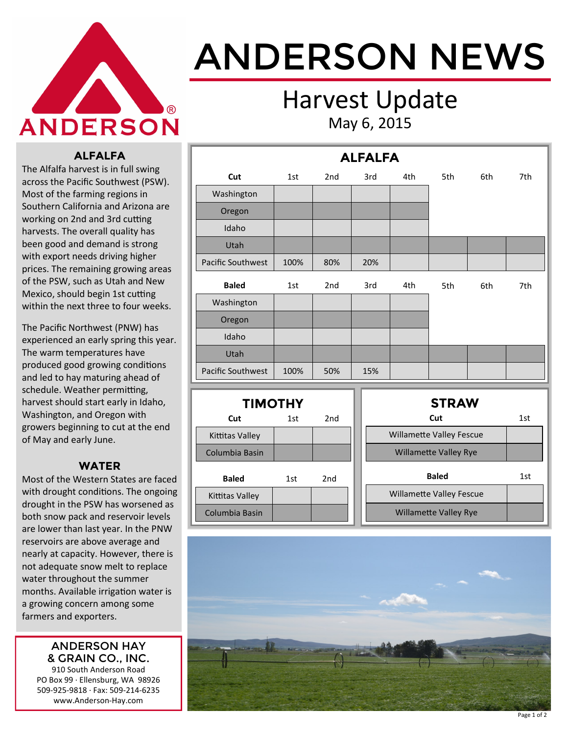# ANDERSON NEWS

## Harvest Update

May 6, 2015

### ALFALFA

The Alfalfa harvest is in full swing across the Pacific Southwest (PSW). Most of the farming regions in Southern California and Arizona are working on 2nd and 3rd cutting harvests. The overall quality has been good and demand is strong with export needs driving higher prices. The remaining growing areas of the PSW, such as Utah and New Mexico, should begin 1st cutting within the next three to four weeks.

The Pacific Northwest (PNW) has experienced an early spring this year. The warm temperatures have produced good growing conditions and led to hay maturing ahead of schedule. Weather permitting, harvest should start early in Idaho, Washington, and Oregon with growers beginning to cut at the end of May and early June.

### WATER

Most of the Western States are faced with drought conditions. The ongoing drought in the PSW has worsened as both snow pack and reservoir levels are lower than last year. In the PNW reservoirs are above average and nearly at capacity. However, there is not adequate snow melt to replace water throughout the summer months. Available irrigation water is a growing concern among some farmers and exporters.

**ANDERSON HAY & GRAIN CO., INC.**
910 South Anderson Road
PO Box 99 · Ellensburg, WA 98926
509-925-9818 · Fax: 509-214-6235
www.Anderson-Hay.com

### ALFALFA

| Cut | 1st | 2nd | 3rd | 4th | 5th | 6th | 7th |
|---|---|---|---|---|---|---|---|
| Washington | | | | | | | |
| Oregon | | | | | | | |
| Idaho | | | | | | | |
| Utah | | | | | | | |
| Pacific Southwest | 100% | 80% | 20% | | | | |

| Baled | 1st | 2nd | 3rd | 4th | 5th | 6th | 7th |
|---|---|---|---|---|---|---|---|
| Washington | | | | | | | |
| Oregon | | | | | | | |
| Idaho | | | | | | | |
| Utah | | | | | | | |
| Pacific Southwest | 100% | 50% | 15% | | | | |

### TIMOTHY

| Cut | 1st | 2nd |
|---|---|---|
| Kittitas Valley | | |
| Columbia Basin | | |

| Baled | 1st | 2nd |
|---|---|---|
| Kittitas Valley | | |
| Columbia Basin | | |

### STRAW

| Cut | 1st |
|---|---|
| Willamette Valley Fescue | |
| Willamette Valley Rye | |

| Baled | 1st |
|---|---|
| Willamette Valley Fescue | |
| Willamette Valley Rye | |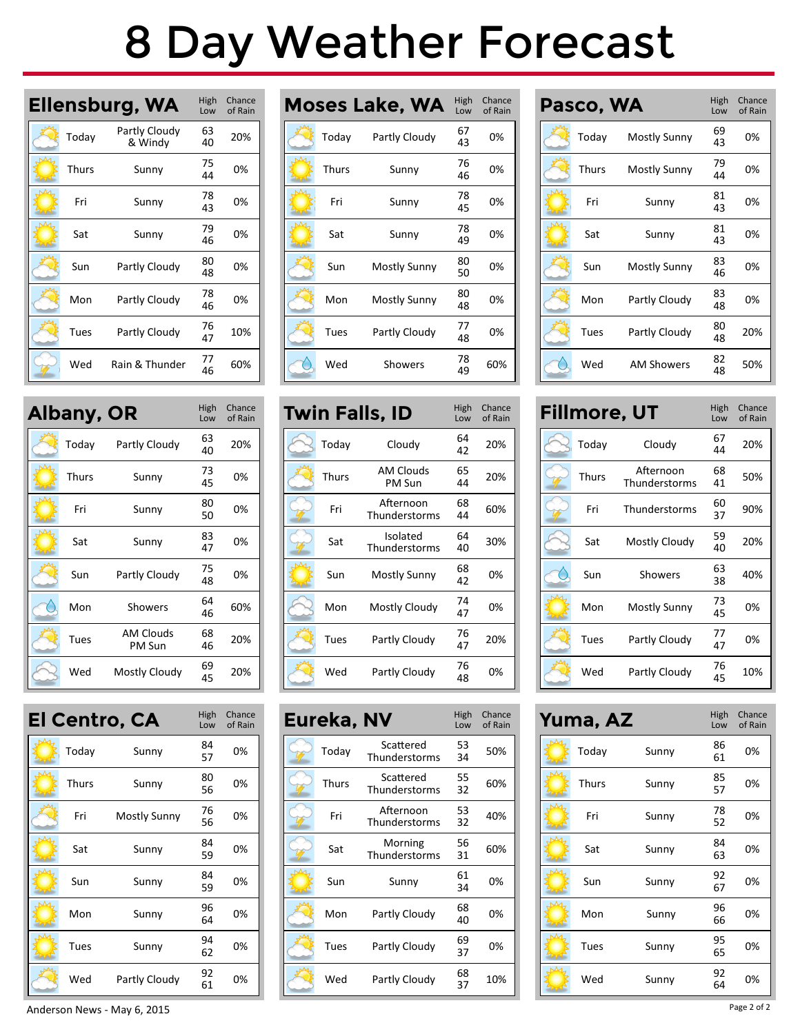# 8 Day Weather Forecast

## Ellensburg, WA

| Day | Forecast | High / Low | Chance of Rain |
|---|---|---|---|
| Today | Partly Cloudy & Windy | 63 / 40 | 20% |
| Thurs | Sunny | 75 / 44 | 0% |
| Fri | Sunny | 78 / 43 | 0% |
| Sat | Sunny | 79 / 46 | 0% |
| Sun | Partly Cloudy | 80 / 48 | 0% |
| Mon | Partly Cloudy | 78 / 46 | 0% |
| Tues | Partly Cloudy | 76 / 47 | 10% |
| Wed | Rain & Thunder | 77 / 46 | 60% |

## Moses Lake, WA

| Day | Forecast | High / Low | Chance of Rain |
|---|---|---|---|
| Today | Partly Cloudy | 67 / 43 | 0% |
| Thurs | Sunny | 76 / 46 | 0% |
| Fri | Sunny | 78 / 45 | 0% |
| Sat | Sunny | 78 / 49 | 0% |
| Sun | Mostly Sunny | 80 / 50 | 0% |
| Mon | Mostly Sunny | 80 / 48 | 0% |
| Tues | Partly Cloudy | 77 / 48 | 0% |
| Wed | Showers | 78 / 49 | 60% |

## Pasco, WA

| Day | Forecast | High / Low | Chance of Rain |
|---|---|---|---|
| Today | Mostly Sunny | 69 / 43 | 0% |
| Thurs | Mostly Sunny | 79 / 44 | 0% |
| Fri | Sunny | 81 / 43 | 0% |
| Sat | Sunny | 81 / 43 | 0% |
| Sun | Mostly Sunny | 83 / 46 | 0% |
| Mon | Partly Cloudy | 83 / 48 | 0% |
| Tues | Partly Cloudy | 80 / 48 | 20% |
| Wed | AM Showers | 82 / 48 | 50% |

## Albany, OR

| Day | Forecast | High / Low | Chance of Rain |
|---|---|---|---|
| Today | Partly Cloudy | 63 / 40 | 20% |
| Thurs | Sunny | 73 / 45 | 0% |
| Fri | Sunny | 80 / 50 | 0% |
| Sat | Sunny | 83 / 47 | 0% |
| Sun | Partly Cloudy | 75 / 48 | 0% |
| Mon | Showers | 64 / 46 | 60% |
| Tues | AM Clouds PM Sun | 68 / 46 | 20% |
| Wed | Mostly Cloudy | 69 / 45 | 20% |

## Twin Falls, ID

| Day | Forecast | High / Low | Chance of Rain |
|---|---|---|---|
| Today | Cloudy | 64 / 42 | 20% |
| Thurs | AM Clouds PM Sun | 65 / 44 | 20% |
| Fri | Afternoon Thunderstorms | 68 / 44 | 60% |
| Sat | Isolated Thunderstorms | 64 / 40 | 30% |
| Sun | Mostly Sunny | 68 / 42 | 0% |
| Mon | Mostly Cloudy | 74 / 47 | 0% |
| Tues | Partly Cloudy | 76 / 47 | 20% |
| Wed | Partly Cloudy | 76 / 48 | 0% |

## Fillmore, UT

| Day | Forecast | High / Low | Chance of Rain |
|---|---|---|---|
| Today | Cloudy | 67 / 44 | 20% |
| Thurs | Afternoon Thunderstorms | 68 / 41 | 50% |
| Fri | Thunderstorms | 60 / 37 | 90% |
| Sat | Mostly Cloudy | 59 / 40 | 20% |
| Sun | Showers | 63 / 38 | 40% |
| Mon | Mostly Sunny | 73 / 45 | 0% |
| Tues | Partly Cloudy | 77 / 47 | 0% |
| Wed | Partly Cloudy | 76 / 45 | 10% |

## El Centro, CA

| Day | Forecast | High / Low | Chance of Rain |
|---|---|---|---|
| Today | Sunny | 84 / 57 | 0% |
| Thurs | Sunny | 80 / 56 | 0% |
| Fri | Mostly Sunny | 76 / 56 | 0% |
| Sat | Sunny | 84 / 59 | 0% |
| Sun | Sunny | 84 / 59 | 0% |
| Mon | Sunny | 96 / 64 | 0% |
| Tues | Sunny | 94 / 62 | 0% |
| Wed | Partly Cloudy | 92 / 61 | 0% |

## Eureka, NV

| Day | Forecast | High / Low | Chance of Rain |
|---|---|---|---|
| Today | Scattered Thunderstorms | 53 / 34 | 50% |
| Thurs | Scattered Thunderstorms | 55 / 32 | 60% |
| Fri | Afternoon Thunderstorms | 53 / 32 | 40% |
| Sat | Morning Thunderstorms | 56 / 31 | 60% |
| Sun | Sunny | 61 / 34 | 0% |
| Mon | Partly Cloudy | 68 / 40 | 0% |
| Tues | Partly Cloudy | 69 / 37 | 0% |
| Wed | Partly Cloudy | 68 / 37 | 10% |

## Yuma, AZ

| Day | Forecast | High / Low | Chance of Rain |
|---|---|---|---|
| Today | Sunny | 86 / 61 | 0% |
| Thurs | Sunny | 85 / 57 | 0% |
| Fri | Sunny | 78 / 52 | 0% |
| Sat | Sunny | 84 / 63 | 0% |
| Sun | Sunny | 92 / 67 | 0% |
| Mon | Sunny | 96 / 66 | 0% |
| Tues | Sunny | 95 / 65 | 0% |
| Wed | Sunny | 92 / 64 | 0% |

Anderson News - May 6, 2015